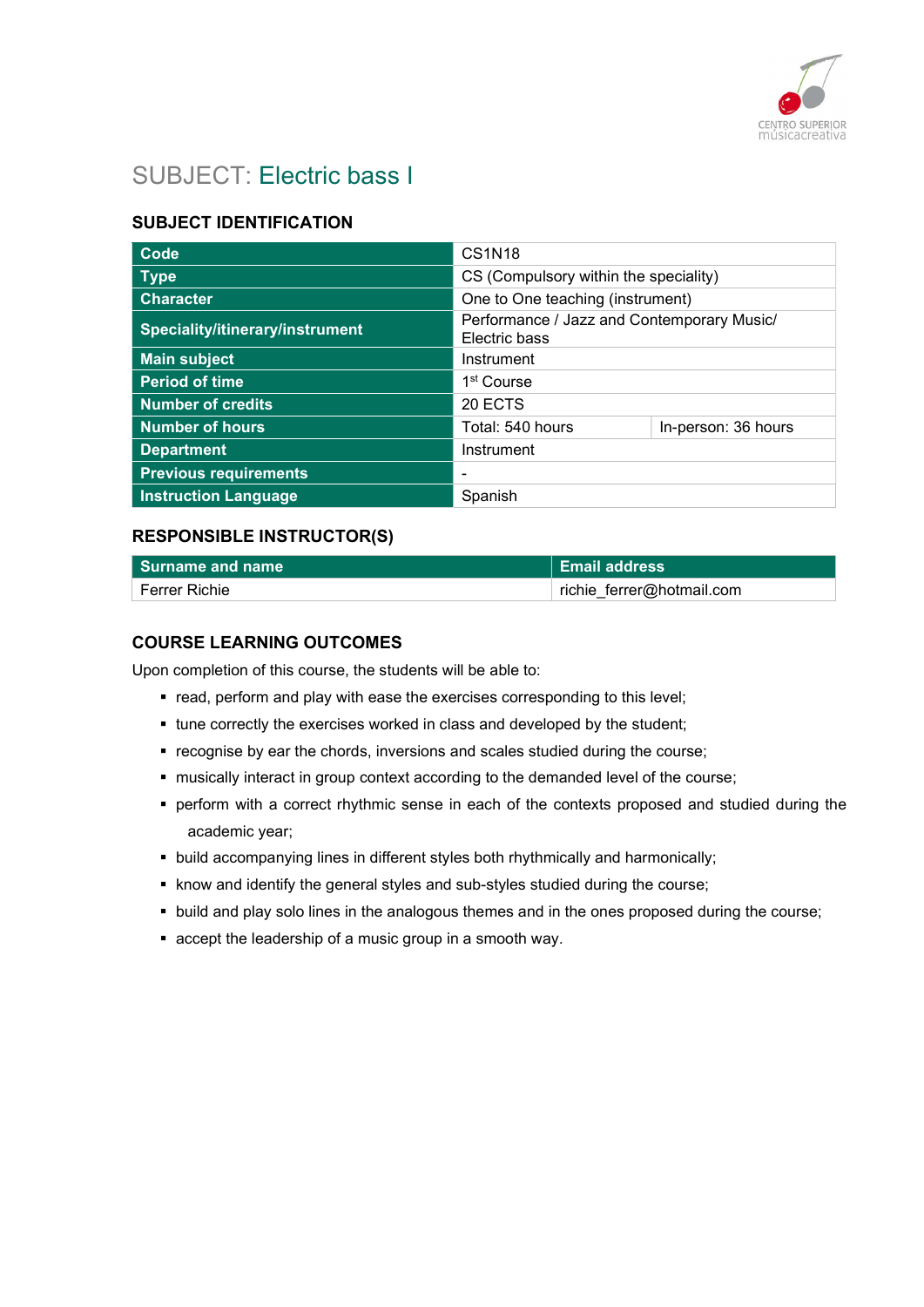# SUBJECT: Electric bass I

## SUBJECT IDENTIFICATION

| | | |
|---|---|---|
| **Code** | CS1N18 | |
| **Type** | CS (Compulsory within the speciality) | |
| **Character** | One to One teaching (instrument) | |
| **Speciality/itinerary/instrument** | Performance / Jazz and Contemporary Music/ Electric bass | |
| **Main subject** | Instrument | |
| **Period of time** | 1st Course | |
| **Number of credits** | 20 ECTS | |
| **Number of hours** | Total: 540 hours | In-person: 36 hours |
| **Department** | Instrument | |
| **Previous requirements** | - | |
| **Instruction Language** | Spanish | |

## RESPONSIBLE INSTRUCTOR(S)

| Surname and name | Email address |
|---|---|
| Ferrer Richie | richie_ferrer@hotmail.com |

## COURSE LEARNING OUTCOMES

Upon completion of this course, the students will be able to:

- read, perform and play with ease the exercises corresponding to this level;
- tune correctly the exercises worked in class and developed by the student;
- recognise by ear the chords, inversions and scales studied during the course;
- musically interact in group context according to the demanded level of the course;
- perform with a correct rhythmic sense in each of the contexts proposed and studied during the academic year;
- build accompanying lines in different styles both rhythmically and harmonically;
- know and identify the general styles and sub-styles studied during the course;
- build and play solo lines in the analogous themes and in the ones proposed during the course;
- accept the leadership of a music group in a smooth way.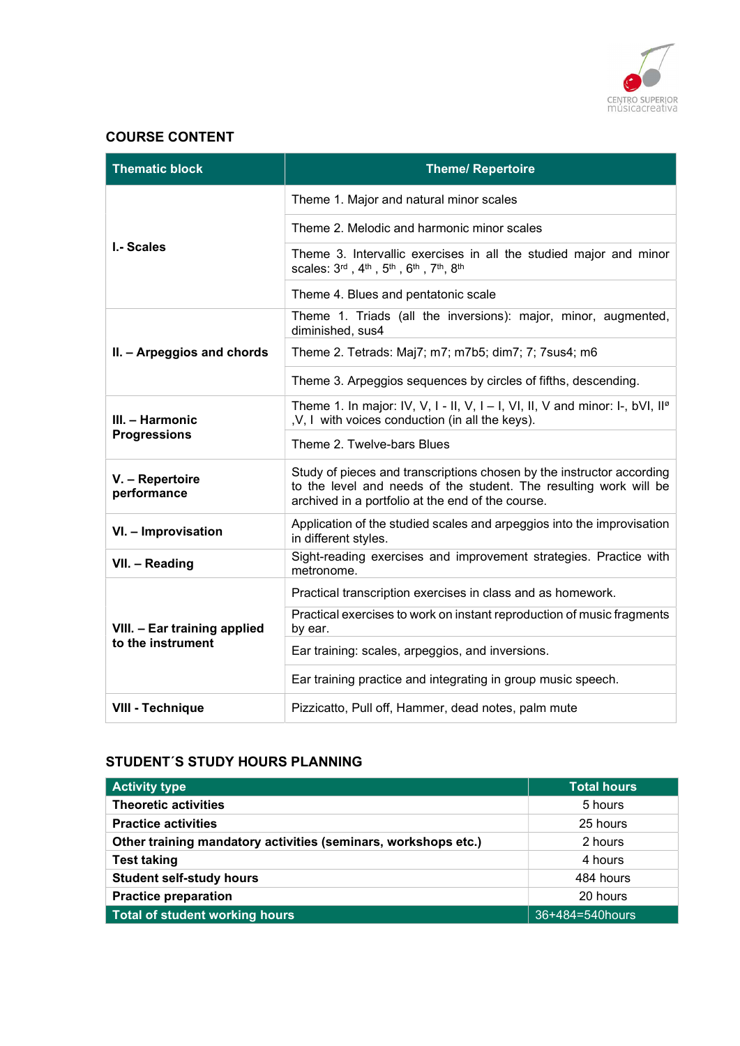## COURSE CONTENT

| Thematic block | Theme/ Repertoire |
|---|---|
| **I.- Scales** | Theme 1. Major and natural minor scales |
| | Theme 2. Melodic and harmonic minor scales |
| | Theme 3. Intervallic exercises in all the studied major and minor scales: 3rd , 4th , 5th , 6th , 7th, 8th |
| | Theme 4. Blues and pentatonic scale |
| **II. – Arpeggios and chords** | Theme 1. Triads (all the inversions): major, minor, augmented, diminished, sus4 |
| | Theme 2. Tetrads: Maj7; m7; m7b5; dim7; 7; 7sus4; m6 |
| | Theme 3. Arpeggios sequences by circles of fifths, descending. |
| **III. – Harmonic Progressions** | Theme 1. In major: IV, V, I - II, V, I – I, VI, II, V and minor: I-, bVI, IIø ,V, I with voices conduction (in all the keys). |
| | Theme 2. Twelve-bars Blues |
| **V. – Repertoire performance** | Study of pieces and transcriptions chosen by the instructor according to the level and needs of the student. The resulting work will be archived in a portfolio at the end of the course. |
| **VI. – Improvisation** | Application of the studied scales and arpeggios into the improvisation in different styles. |
| **VII. – Reading** | Sight-reading exercises and improvement strategies. Practice with metronome. |
| **VIII. – Ear training applied to the instrument** | Practical transcription exercises in class and as homework. |
| | Practical exercises to work on instant reproduction of music fragments by ear. |
| | Ear training: scales, arpeggios, and inversions. |
| | Ear training practice and integrating in group music speech. |
| **VIII - Technique** | Pizzicatto, Pull off, Hammer, dead notes, palm mute |

## STUDENT´S STUDY HOURS PLANNING

| Activity type | Total hours |
|---|---|
| **Theoretic activities** | 5 hours |
| **Practice activities** | 25 hours |
| **Other training mandatory activities (seminars, workshops etc.)** | 2 hours |
| **Test taking** | 4 hours |
| **Student self-study hours** | 484 hours |
| **Practice preparation** | 20 hours |
| **Total of student working hours** | 36+484=540hours |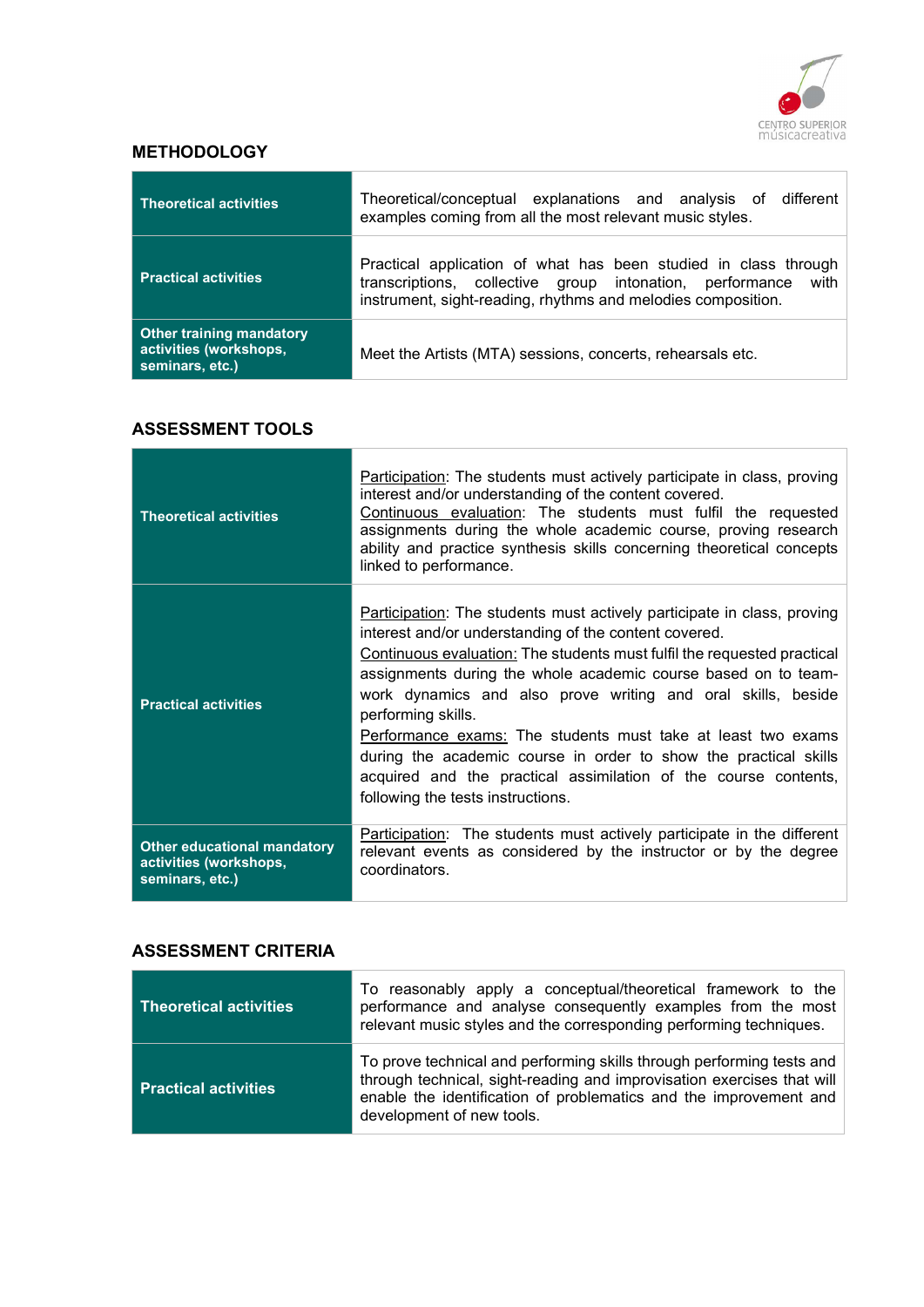## METHODOLOGY

| | |
|---|---|
| **Theoretical activities** | Theoretical/conceptual explanations and analysis of different examples coming from all the most relevant music styles. |
| **Practical activities** | Practical application of what has been studied in class through transcriptions, collective group intonation, performance with instrument, sight-reading, rhythms and melodies composition. |
| **Other training mandatory activities (workshops, seminars, etc.)** | Meet the Artists (MTA) sessions, concerts, rehearsals etc. |

## ASSESSMENT TOOLS

| | |
|---|---|
| **Theoretical activities** | Participation: The students must actively participate in class, proving interest and/or understanding of the content covered.<br>Continuous evaluation: The students must fulfil the requested assignments during the whole academic course, proving research ability and practice synthesis skills concerning theoretical concepts linked to performance. |
| **Practical activities** | Participation: The students must actively participate in class, proving interest and/or understanding of the content covered.<br>Continuous evaluation: The students must fulfil the requested practical assignments during the whole academic course based on to team-work dynamics and also prove writing and oral skills, beside performing skills.<br>Performance exams: The students must take at least two exams during the academic course in order to show the practical skills acquired and the practical assimilation of the course contents, following the tests instructions. |
| **Other educational mandatory activities (workshops, seminars, etc.)** | Participation: The students must actively participate in the different relevant events as considered by the instructor or by the degree coordinators. |

## ASSESSMENT CRITERIA

| | |
|---|---|
| **Theoretical activities** | To reasonably apply a conceptual/theoretical framework to the performance and analyse consequently examples from the most relevant music styles and the corresponding performing techniques. |
| **Practical activities** | To prove technical and performing skills through performing tests and through technical, sight-reading and improvisation exercises that will enable the identification of problematics and the improvement and development of new tools. |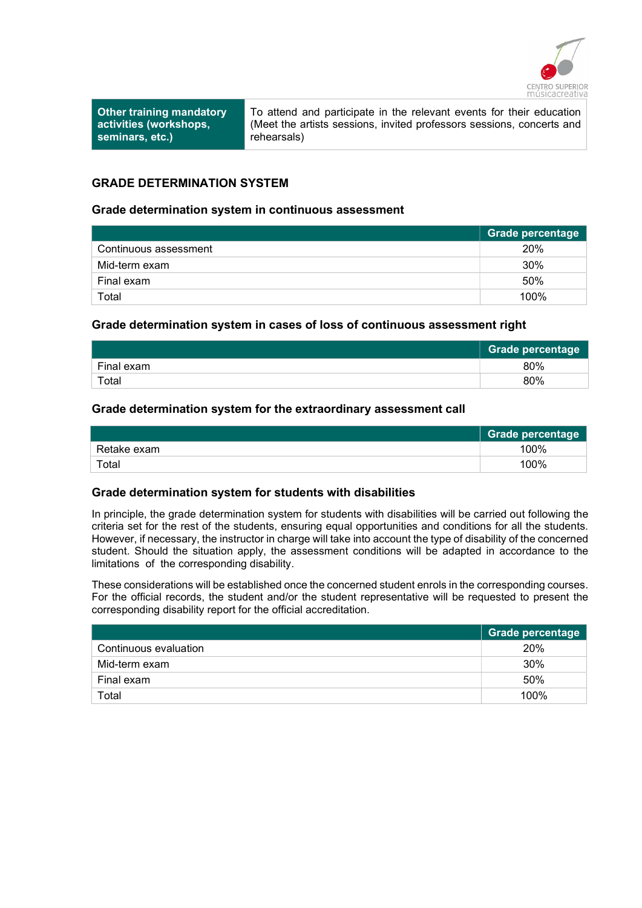| Other training mandatory activities (workshops, seminars, etc.) | To attend and participate in the relevant events for their education (Meet the artists sessions, invited professors sessions, concerts and rehearsals) |
|---|---|

## GRADE DETERMINATION SYSTEM

### Grade determination system in continuous assessment

| | Grade percentage |
|---|---|
| Continuous assessment | 20% |
| Mid-term exam | 30% |
| Final exam | 50% |
| Total | 100% |

### Grade determination system in cases of loss of continuous assessment right

| | Grade percentage |
|---|---|
| Final exam | 80% |
| Total | 80% |

### Grade determination system for the extraordinary assessment call

| | Grade percentage |
|---|---|
| Retake exam | 100% |
| Total | 100% |

### Grade determination system for students with disabilities

In principle, the grade determination system for students with disabilities will be carried out following the criteria set for the rest of the students, ensuring equal opportunities and conditions for all the students. However, if necessary, the instructor in charge will take into account the type of disability of the concerned student. Should the situation apply, the assessment conditions will be adapted in accordance to the limitations of the corresponding disability.

These considerations will be established once the concerned student enrols in the corresponding courses. For the official records, the student and/or the student representative will be requested to present the corresponding disability report for the official accreditation.

| | Grade percentage |
|---|---|
| Continuous evaluation | 20% |
| Mid-term exam | 30% |
| Final exam | 50% |
| Total | 100% |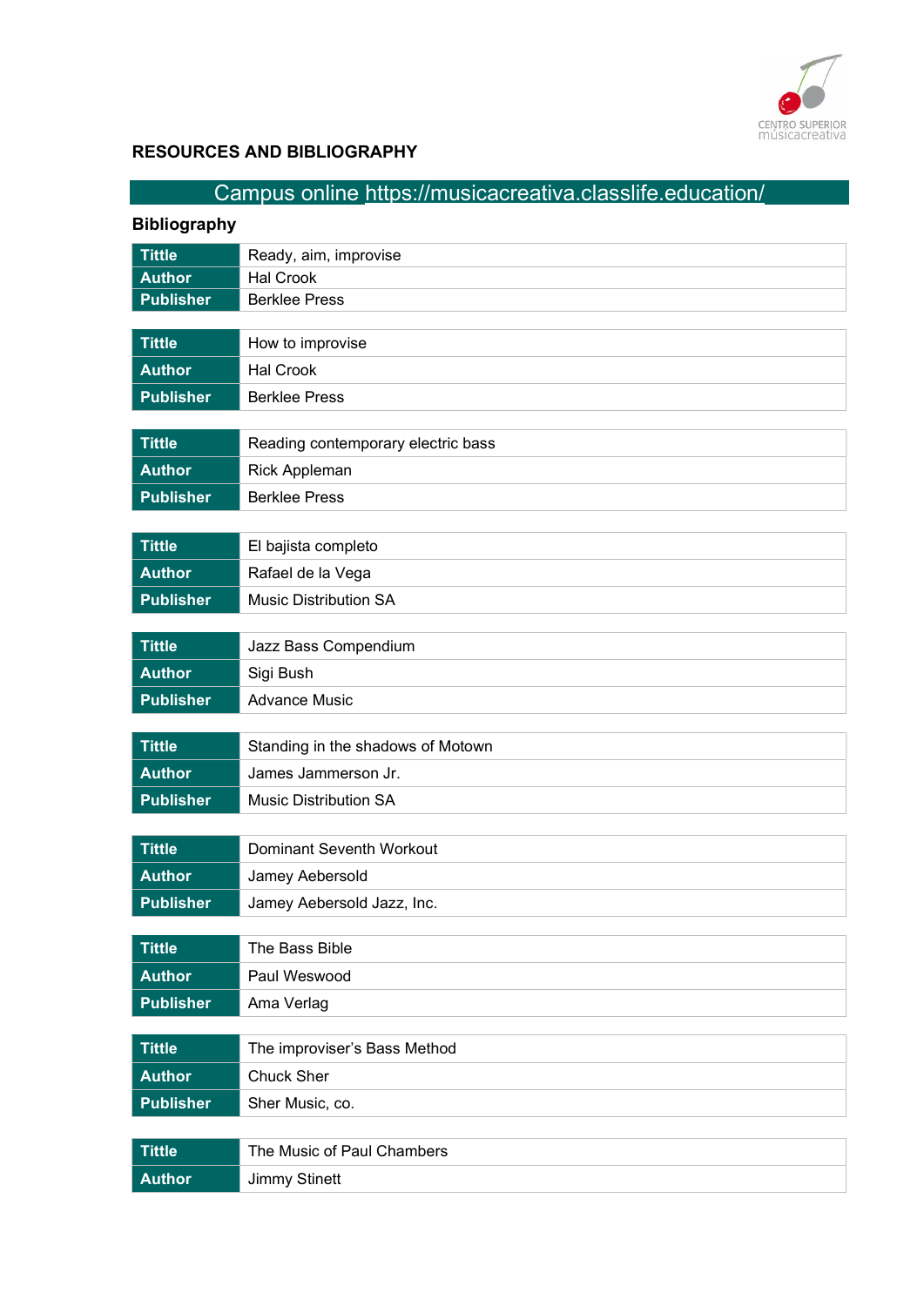## RESOURCES AND BIBLIOGRAPHY

Campus online https://musicacreativa.classlife.education/

### Bibliography

| Tittle | Ready, aim, improvise |
|---|---|
| Author | Hal Crook |
| Publisher | Berklee Press |

| Tittle | How to improvise |
|---|---|
| Author | Hal Crook |
| Publisher | Berklee Press |

| Tittle | Reading contemporary electric bass |
|---|---|
| Author | Rick Appleman |
| Publisher | Berklee Press |

| Tittle | El bajista completo |
|---|---|
| Author | Rafael de la Vega |
| Publisher | Music Distribution SA |

| Tittle | Jazz Bass Compendium |
|---|---|
| Author | Sigi Bush |
| Publisher | Advance Music |

| Tittle | Standing in the shadows of Motown |
|---|---|
| Author | James Jammerson Jr. |
| Publisher | Music Distribution SA |

| Tittle | Dominant Seventh Workout |
|---|---|
| Author | Jamey Aebersold |
| Publisher | Jamey Aebersold Jazz, Inc. |

| Tittle | The Bass Bible |
|---|---|
| Author | Paul Weswood |
| Publisher | Ama Verlag |

| Tittle | The improviser's Bass Method |
|---|---|
| Author | Chuck Sher |
| Publisher | Sher Music, co. |

| Tittle | The Music of Paul Chambers |
|---|---|
| Author | Jimmy Stinett |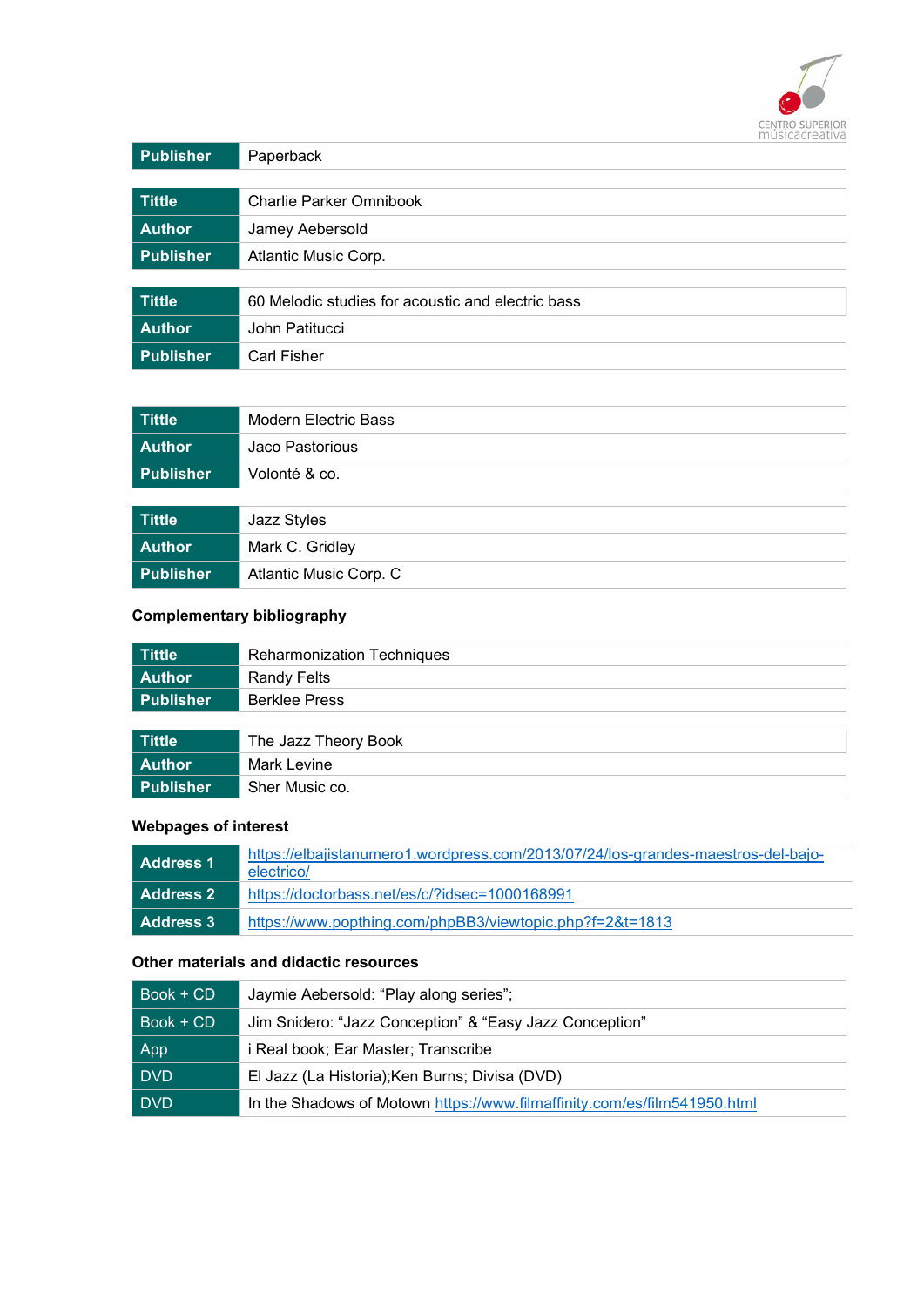| | |
|---|---|
| Publisher | Paperback |

| | |
|---|---|
| Tittle | Charlie Parker Omnibook |
| Author | Jamey Aebersold |
| Publisher | Atlantic Music Corp. |

| | |
|---|---|
| Tittle | 60 Melodic studies for acoustic and electric bass |
| Author | John Patitucci |
| Publisher | Carl Fisher |

| | |
|---|---|
| Tittle | Modern Electric Bass |
| Author | Jaco Pastorious |
| Publisher | Volonté & co. |

| | |
|---|---|
| Tittle | Jazz Styles |
| Author | Mark C. Gridley |
| Publisher | Atlantic Music Corp. C |

### Complementary bibliography

| | |
|---|---|
| Tittle | Reharmonization Techniques |
| Author | Randy Felts |
| Publisher | Berklee Press |

| | |
|---|---|
| Tittle | The Jazz Theory Book |
| Author | Mark Levine |
| Publisher | Sher Music co. |

### Webpages of interest

| | |
|---|---|
| Address 1 | https://elbajistanumero1.wordpress.com/2013/07/24/los-grandes-maestros-del-bajo-electrico/ |
| Address 2 | https://doctorbass.net/es/c/?idsec=1000168991 |
| Address 3 | https://www.popthing.com/phpBB3/viewtopic.php?f=2&t=1813 |

### Other materials and didactic resources

| | |
|---|---|
| Book + CD | Jaymie Aebersold: “Play along series”; |
| Book + CD | Jim Snidero: “Jazz Conception” & “Easy Jazz Conception” |
| App | i Real book; Ear Master; Transcribe |
| DVD | El Jazz (La Historia);Ken Burns; Divisa (DVD) |
| DVD | In the Shadows of Motown https://www.filmaffinity.com/es/film541950.html |